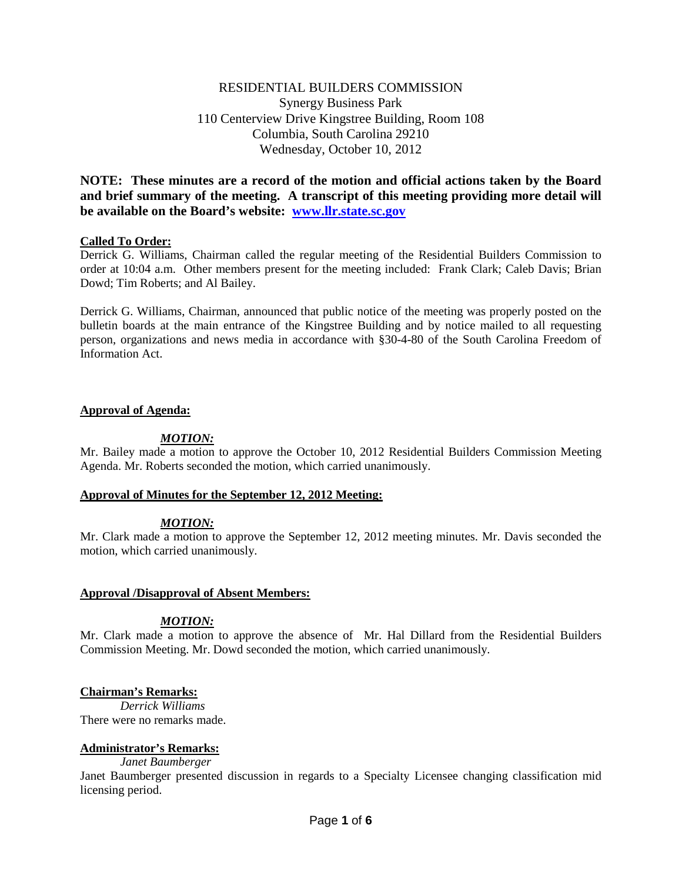RESIDENTIAL BUILDERS COMMISSION
Synergy Business Park
110 Centerview Drive Kingstree Building, Room 108
Columbia, South Carolina 29210
Wednesday, October 10, 2012

**NOTE: These minutes are a record of the motion and official actions taken by the Board and brief summary of the meeting. A transcript of this meeting providing more detail will be available on the Board's website: [www.llr.state.sc.gov](http://www.llr.state.sc.gov)**

**Called To Order:**

Derrick G. Williams, Chairman called the regular meeting of the Residential Builders Commission to order at 10:04 a.m. Other members present for the meeting included: Frank Clark; Caleb Davis; Brian Dowd; Tim Roberts; and Al Bailey.

Derrick G. Williams, Chairman, announced that public notice of the meeting was properly posted on the bulletin boards at the main entrance of the Kingstree Building and by notice mailed to all requesting person, organizations and news media in accordance with §30-4-80 of the South Carolina Freedom of Information Act.

**Approval of Agenda:**

***MOTION:***

Mr. Bailey made a motion to approve the October 10, 2012 Residential Builders Commission Meeting Agenda. Mr. Roberts seconded the motion, which carried unanimously.

**Approval of Minutes for the September 12, 2012 Meeting:**

***MOTION:***

Mr. Clark made a motion to approve the September 12, 2012 meeting minutes. Mr. Davis seconded the motion, which carried unanimously.

**Approval /Disapproval of Absent Members:**

***MOTION:***

Mr. Clark made a motion to approve the absence of Mr. Hal Dillard from the Residential Builders Commission Meeting. Mr. Dowd seconded the motion, which carried unanimously.

**Chairman's Remarks:**

*Derrick Williams*

There were no remarks made.

**Administrator's Remarks:**

*Janet Baumberger*

Janet Baumberger presented discussion in regards to a Specialty Licensee changing classification mid licensing period.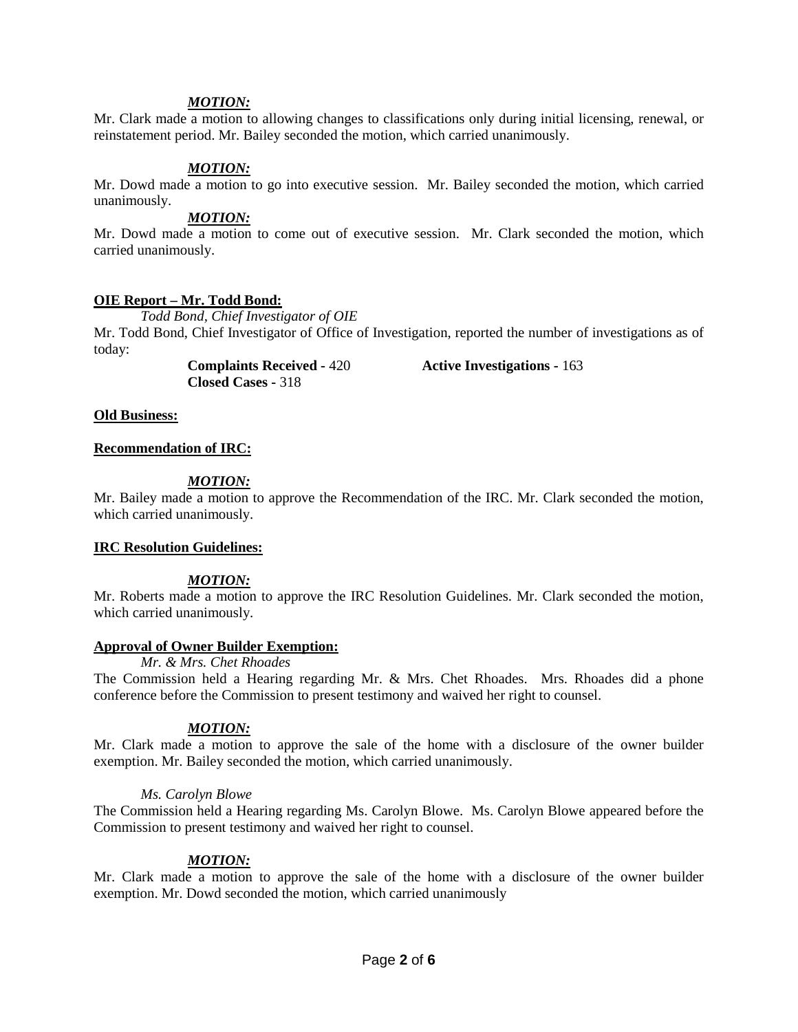***MOTION:***

Mr. Clark made a motion to allowing changes to classifications only during initial licensing, renewal, or reinstatement period. Mr. Bailey seconded the motion, which carried unanimously.

***MOTION:***

Mr. Dowd made a motion to go into executive session. Mr. Bailey seconded the motion, which carried unanimously.

***MOTION:***

Mr. Dowd made a motion to come out of executive session. Mr. Clark seconded the motion, which carried unanimously.

**OIE Report – Mr. Todd Bond:**

*Todd Bond, Chief Investigator of OIE*

Mr. Todd Bond, Chief Investigator of Office of Investigation, reported the number of investigations as of today:

**Complaints Received -** 420 **Active Investigations -** 163
**Closed Cases -** 318

**Old Business:**

**Recommendation of IRC:**

***MOTION:***

Mr. Bailey made a motion to approve the Recommendation of the IRC. Mr. Clark seconded the motion, which carried unanimously.

**IRC Resolution Guidelines:**

***MOTION:***

Mr. Roberts made a motion to approve the IRC Resolution Guidelines. Mr. Clark seconded the motion, which carried unanimously.

**Approval of Owner Builder Exemption:**

*Mr. & Mrs. Chet Rhoades*

The Commission held a Hearing regarding Mr. & Mrs. Chet Rhoades. Mrs. Rhoades did a phone conference before the Commission to present testimony and waived her right to counsel.

***MOTION:***

Mr. Clark made a motion to approve the sale of the home with a disclosure of the owner builder exemption. Mr. Bailey seconded the motion, which carried unanimously.

*Ms. Carolyn Blowe*

The Commission held a Hearing regarding Ms. Carolyn Blowe. Ms. Carolyn Blowe appeared before the Commission to present testimony and waived her right to counsel.

***MOTION:***

Mr. Clark made a motion to approve the sale of the home with a disclosure of the owner builder exemption. Mr. Dowd seconded the motion, which carried unanimously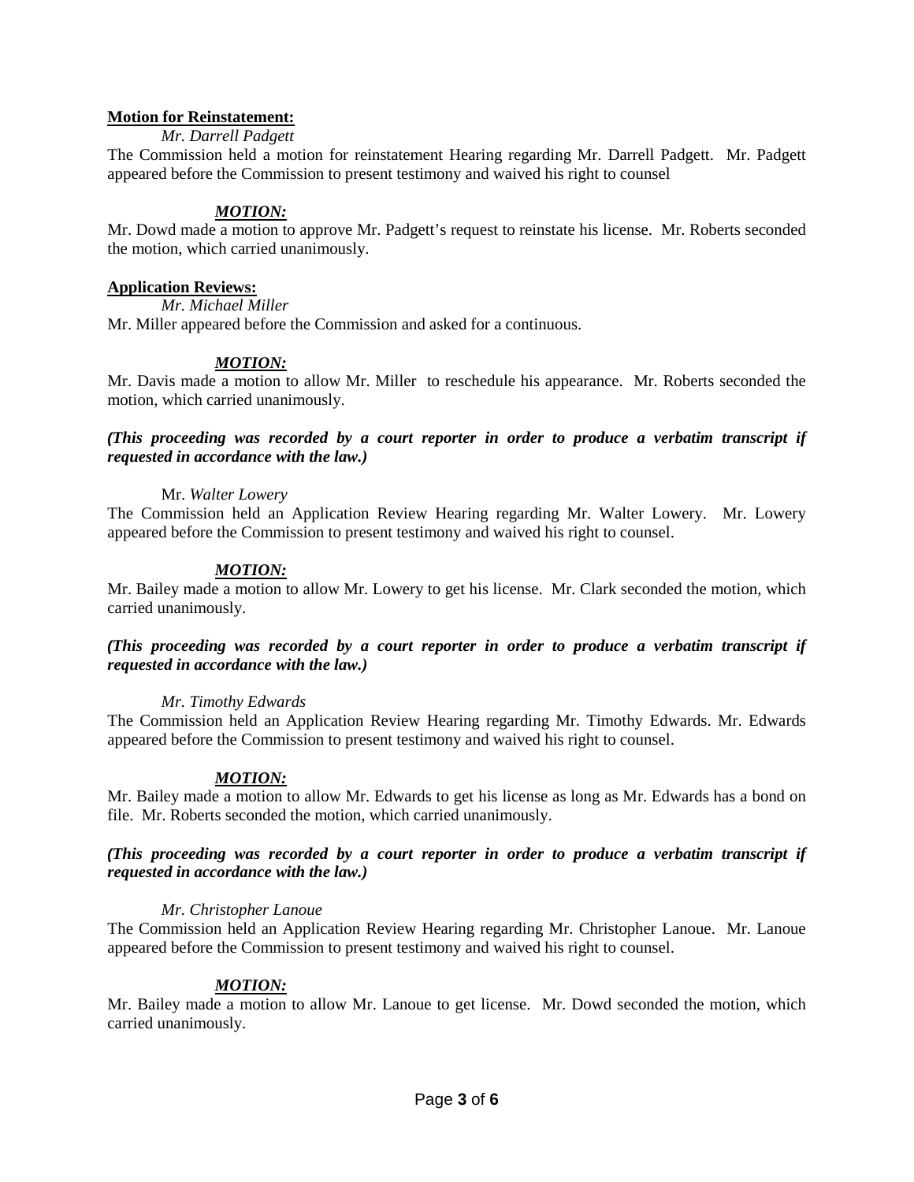**Motion for Reinstatement:**

*Mr. Darrell Padgett*

The Commission held a motion for reinstatement Hearing regarding Mr. Darrell Padgett. Mr. Padgett appeared before the Commission to present testimony and waived his right to counsel

***MOTION:***

Mr. Dowd made a motion to approve Mr. Padgett's request to reinstate his license. Mr. Roberts seconded the motion, which carried unanimously.

**Application Reviews:**

*Mr. Michael Miller*

Mr. Miller appeared before the Commission and asked for a continuous.

***MOTION:***

Mr. Davis made a motion to allow Mr. Miller to reschedule his appearance. Mr. Roberts seconded the motion, which carried unanimously.

***(This proceeding was recorded by a court reporter in order to produce a verbatim transcript if requested in accordance with the law.)***

Mr. *Walter Lowery*

The Commission held an Application Review Hearing regarding Mr. Walter Lowery. Mr. Lowery appeared before the Commission to present testimony and waived his right to counsel.

***MOTION:***

Mr. Bailey made a motion to allow Mr. Lowery to get his license. Mr. Clark seconded the motion, which carried unanimously.

***(This proceeding was recorded by a court reporter in order to produce a verbatim transcript if requested in accordance with the law.)***

*Mr. Timothy Edwards*

The Commission held an Application Review Hearing regarding Mr. Timothy Edwards. Mr. Edwards appeared before the Commission to present testimony and waived his right to counsel.

***MOTION:***

Mr. Bailey made a motion to allow Mr. Edwards to get his license as long as Mr. Edwards has a bond on file. Mr. Roberts seconded the motion, which carried unanimously.

***(This proceeding was recorded by a court reporter in order to produce a verbatim transcript if requested in accordance with the law.)***

*Mr. Christopher Lanoue*

The Commission held an Application Review Hearing regarding Mr. Christopher Lanoue. Mr. Lanoue appeared before the Commission to present testimony and waived his right to counsel.

***MOTION:***

Mr. Bailey made a motion to allow Mr. Lanoue to get license. Mr. Dowd seconded the motion, which carried unanimously.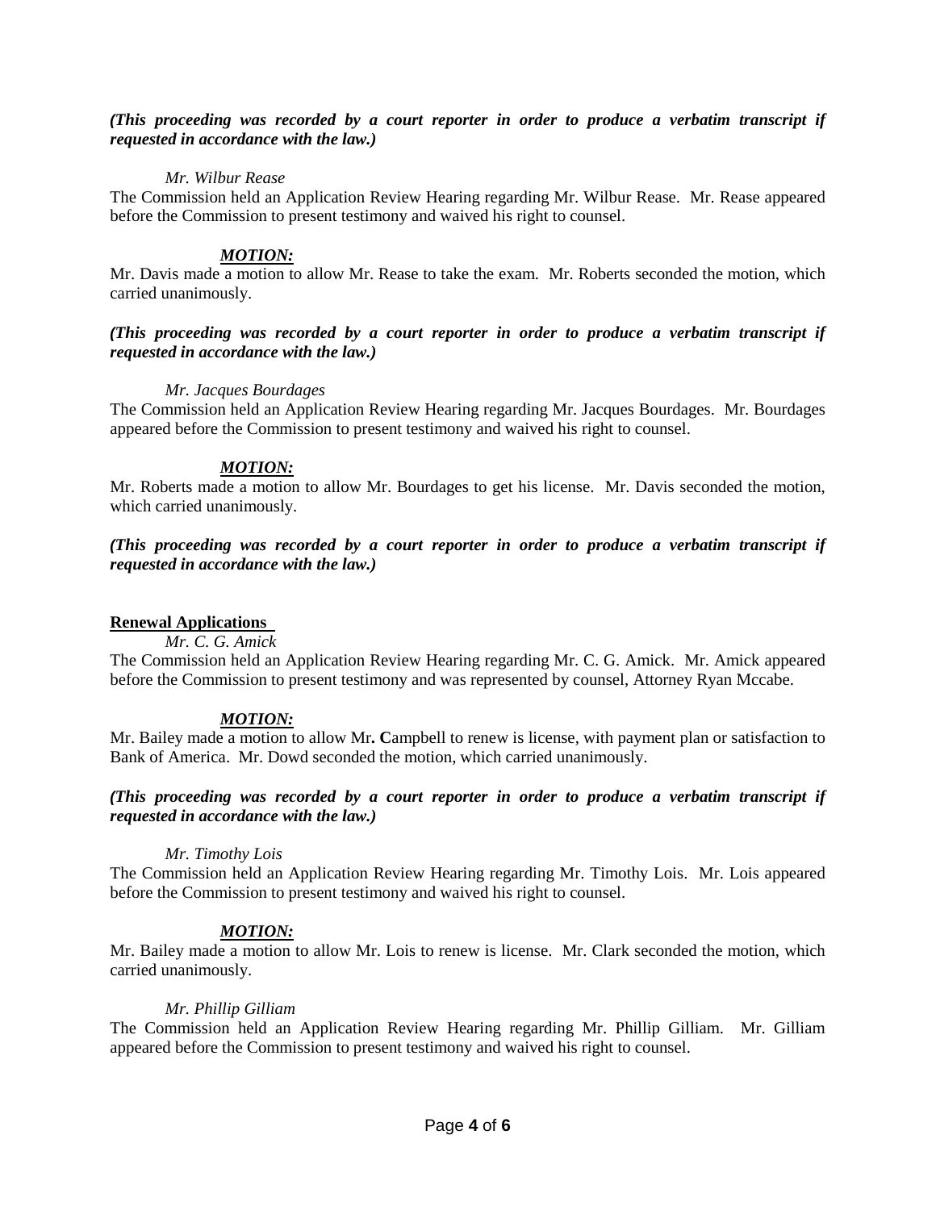***(This proceeding was recorded by a court reporter in order to produce a verbatim transcript if requested in accordance with the law.)***

*Mr. Wilbur Rease*

The Commission held an Application Review Hearing regarding Mr. Wilbur Rease. Mr. Rease appeared before the Commission to present testimony and waived his right to counsel.

***MOTION:***

Mr. Davis made a motion to allow Mr. Rease to take the exam. Mr. Roberts seconded the motion, which carried unanimously.

***(This proceeding was recorded by a court reporter in order to produce a verbatim transcript if requested in accordance with the law.)***

*Mr. Jacques Bourdages*

The Commission held an Application Review Hearing regarding Mr. Jacques Bourdages. Mr. Bourdages appeared before the Commission to present testimony and waived his right to counsel.

***MOTION:***

Mr. Roberts made a motion to allow Mr. Bourdages to get his license. Mr. Davis seconded the motion, which carried unanimously.

***(This proceeding was recorded by a court reporter in order to produce a verbatim transcript if requested in accordance with the law.)***

**Renewal Applications**

*Mr. C. G. Amick*

The Commission held an Application Review Hearing regarding Mr. C. G. Amick. Mr. Amick appeared before the Commission to present testimony and was represented by counsel, Attorney Ryan Mccabe.

***MOTION:***

Mr. Bailey made a motion to allow Mr**. C**ampbell to renew is license, with payment plan or satisfaction to Bank of America. Mr. Dowd seconded the motion, which carried unanimously.

***(This proceeding was recorded by a court reporter in order to produce a verbatim transcript if requested in accordance with the law.)***

*Mr. Timothy Lois*

The Commission held an Application Review Hearing regarding Mr. Timothy Lois. Mr. Lois appeared before the Commission to present testimony and waived his right to counsel.

***MOTION:***

Mr. Bailey made a motion to allow Mr. Lois to renew is license. Mr. Clark seconded the motion, which carried unanimously.

*Mr. Phillip Gilliam*

The Commission held an Application Review Hearing regarding Mr. Phillip Gilliam. Mr. Gilliam appeared before the Commission to present testimony and waived his right to counsel.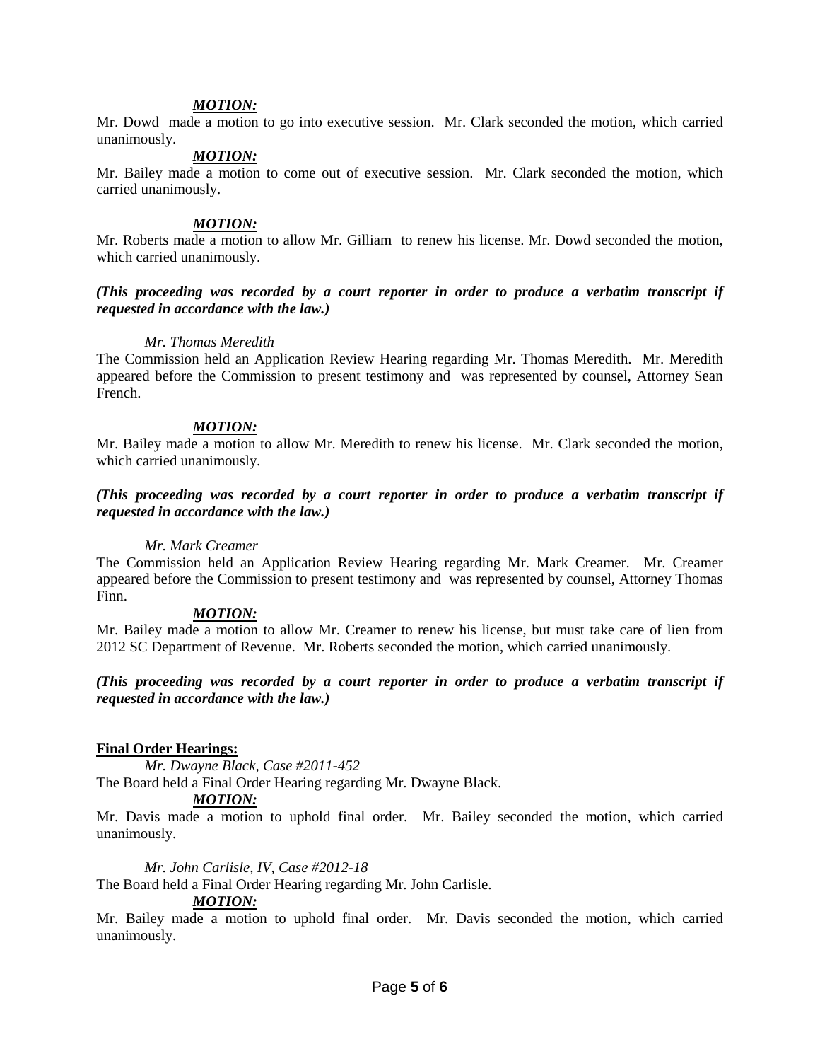***MOTION:***

Mr. Dowd made a motion to go into executive session. Mr. Clark seconded the motion, which carried unanimously.

***MOTION:***

Mr. Bailey made a motion to come out of executive session. Mr. Clark seconded the motion, which carried unanimously.

***MOTION:***

Mr. Roberts made a motion to allow Mr. Gilliam to renew his license. Mr. Dowd seconded the motion, which carried unanimously.

***(This proceeding was recorded by a court reporter in order to produce a verbatim transcript if requested in accordance with the law.)***

*Mr. Thomas Meredith*

The Commission held an Application Review Hearing regarding Mr. Thomas Meredith. Mr. Meredith appeared before the Commission to present testimony and was represented by counsel, Attorney Sean French.

***MOTION:***

Mr. Bailey made a motion to allow Mr. Meredith to renew his license. Mr. Clark seconded the motion, which carried unanimously.

***(This proceeding was recorded by a court reporter in order to produce a verbatim transcript if requested in accordance with the law.)***

*Mr. Mark Creamer*

The Commission held an Application Review Hearing regarding Mr. Mark Creamer. Mr. Creamer appeared before the Commission to present testimony and was represented by counsel, Attorney Thomas Finn.

***MOTION:***

Mr. Bailey made a motion to allow Mr. Creamer to renew his license, but must take care of lien from 2012 SC Department of Revenue. Mr. Roberts seconded the motion, which carried unanimously.

***(This proceeding was recorded by a court reporter in order to produce a verbatim transcript if requested in accordance with the law.)***

**Final Order Hearings:**

*Mr. Dwayne Black, Case #2011-452*

The Board held a Final Order Hearing regarding Mr. Dwayne Black.

***MOTION:***

Mr. Davis made a motion to uphold final order. Mr. Bailey seconded the motion, which carried unanimously.

*Mr. John Carlisle, IV, Case #2012-18*

The Board held a Final Order Hearing regarding Mr. John Carlisle.

***MOTION:***

Mr. Bailey made a motion to uphold final order. Mr. Davis seconded the motion, which carried unanimously.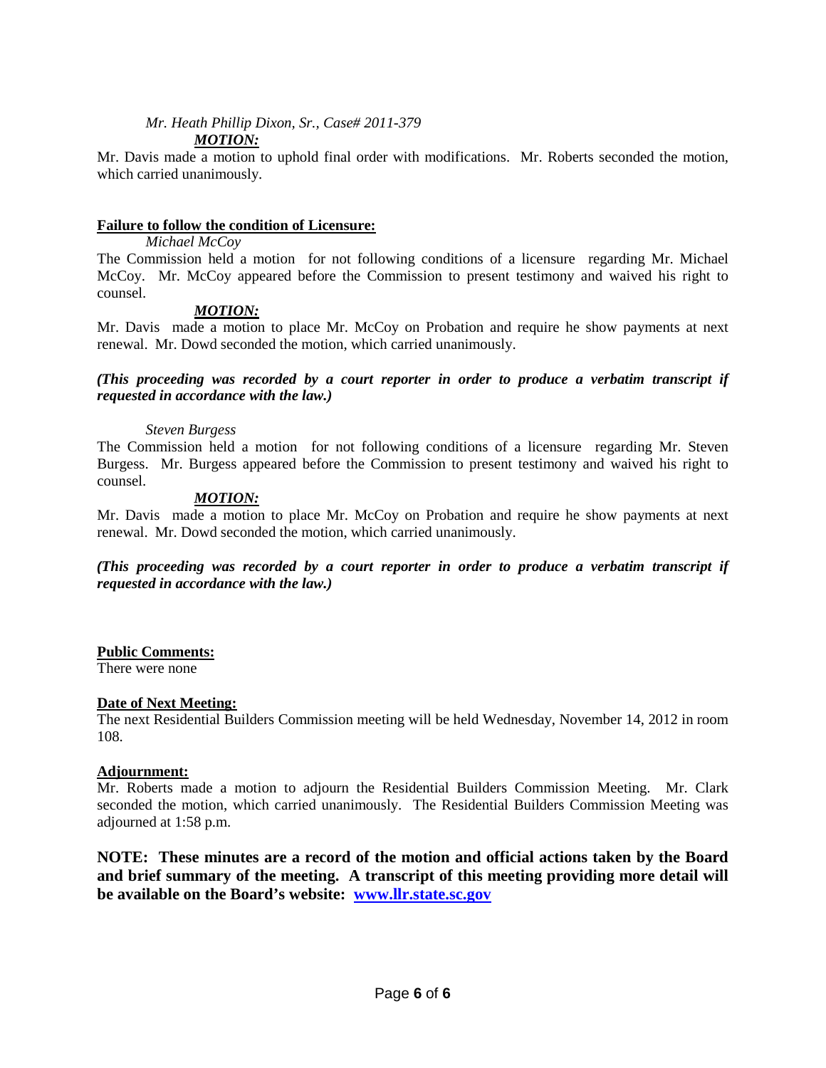*Mr. Heath Phillip Dixon, Sr., Case# 2011-379*

***MOTION:***

Mr. Davis made a motion to uphold final order with modifications. Mr. Roberts seconded the motion, which carried unanimously.

**Failure to follow the condition of Licensure:**

*Michael McCoy*

The Commission held a motion for not following conditions of a licensure regarding Mr. Michael McCoy. Mr. McCoy appeared before the Commission to present testimony and waived his right to counsel.

***MOTION:***

Mr. Davis made a motion to place Mr. McCoy on Probation and require he show payments at next renewal. Mr. Dowd seconded the motion, which carried unanimously.

***(This proceeding was recorded by a court reporter in order to produce a verbatim transcript if requested in accordance with the law.)***

*Steven Burgess*

The Commission held a motion for not following conditions of a licensure regarding Mr. Steven Burgess. Mr. Burgess appeared before the Commission to present testimony and waived his right to counsel.

***MOTION:***

Mr. Davis made a motion to place Mr. McCoy on Probation and require he show payments at next renewal. Mr. Dowd seconded the motion, which carried unanimously.

***(This proceeding was recorded by a court reporter in order to produce a verbatim transcript if requested in accordance with the law.)***

**Public Comments:**

There were none

**Date of Next Meeting:**

The next Residential Builders Commission meeting will be held Wednesday, November 14, 2012 in room 108.

**Adjournment:**

Mr. Roberts made a motion to adjourn the Residential Builders Commission Meeting. Mr. Clark seconded the motion, which carried unanimously. The Residential Builders Commission Meeting was adjourned at 1:58 p.m.

**NOTE: These minutes are a record of the motion and official actions taken by the Board and brief summary of the meeting. A transcript of this meeting providing more detail will be available on the Board's website: [www.llr.state.sc.gov](http://www.llr.state.sc.gov)**